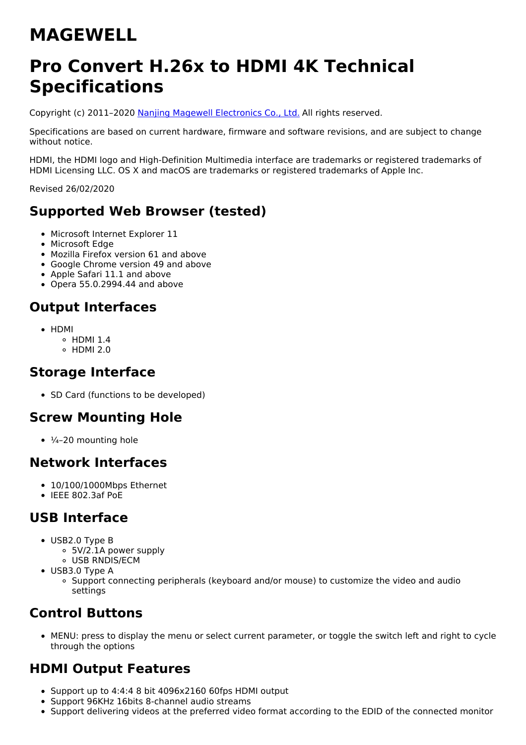# MAGEWELL

# Pro Convert H.26x to HDMI 4K Technical Specifications

Copyright (c) 2011–2020 Nanjing Magewell Electronics Co., Ltd. All rights reserved.

Specifications are based on current hardware, firmware and software revisions, and are subject to change without notice.

HDMI, the HDMI logo and High-Definition Multimedia interface are trademarks or registered trademarks of HDMI Licensing LLC. OS X and macOS are trademarks or registered trademarks of Apple Inc.

Revised 26/02/2020

## Supported Web Browser (tested)

- Microsoft Internet Explorer 11
- Microsoft Edge
- Mozilla Firefox version 61 and above
- Google Chrome version 49 and above
- Apple Safari 11.1 and above
- Opera 55.0.2994.44 and above

## Output Interfaces

- HDMI
    - HDMI 1.4
    - HDMI 2.0

## Storage Interface

- SD Card (functions to be developed)

## Screw Mounting Hole

- ¼–20 mounting hole

## Network Interfaces

- 10/100/1000Mbps Ethernet
- IEEE 802.3af PoE

## USB Interface

- USB2.0 Type B
    - 5V/2.1A power supply
    - USB RNDIS/ECM
- USB3.0 Type A
    - Support connecting peripherals (keyboard and/or mouse) to customize the video and audio settings

## Control Buttons

- MENU: press to display the menu or select current parameter, or toggle the switch left and right to cycle through the options

## HDMI Output Features

- Support up to 4:4:4 8 bit 4096x2160 60fps HDMI output
- Support 96KHz 16bits 8-channel audio streams
- Support delivering videos at the preferred video format according to the EDID of the connected monitor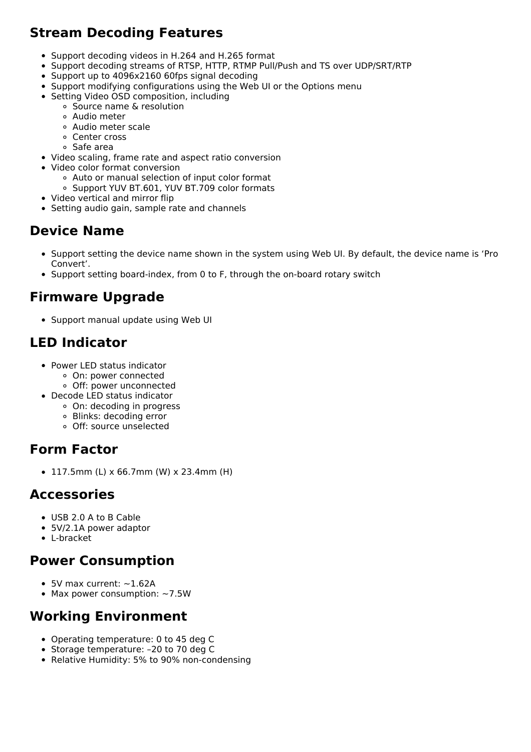## Stream Decoding Features

- Support decoding videos in H.264 and H.265 format
- Support decoding streams of RTSP, HTTP, RTMP Pull/Push and TS over UDP/SRT/RTP
- Support up to 4096x2160 60fps signal decoding
- Support modifying configurations using the Web UI or the Options menu
- Setting Video OSD composition, including
  - Source name & resolution
  - Audio meter
  - Audio meter scale
  - Center cross
  - Safe area
- Video scaling, frame rate and aspect ratio conversion
- Video color format conversion
  - Auto or manual selection of input color format
  - Support YUV BT.601, YUV BT.709 color formats
- Video vertical and mirror flip
- Setting audio gain, sample rate and channels

## Device Name

- Support setting the device name shown in the system using Web UI. By default, the device name is 'Pro Convert'.
- Support setting board-index, from 0 to F, through the on-board rotary switch

## Firmware Upgrade

- Support manual update using Web UI

## LED Indicator

- Power LED status indicator
  - On: power connected
  - Off: power unconnected
- Decode LED status indicator
  - On: decoding in progress
  - Blinks: decoding error
  - Off: source unselected

## Form Factor

- 117.5mm (L) x 66.7mm (W) x 23.4mm (H)

## Accessories

- USB 2.0 A to B Cable
- 5V/2.1A power adaptor
- L-bracket

## Power Consumption

- 5V max current: ~1.62A
- Max power consumption: ~7.5W

## Working Environment

- Operating temperature: 0 to 45 deg C
- Storage temperature: –20 to 70 deg C
- Relative Humidity: 5% to 90% non-condensing